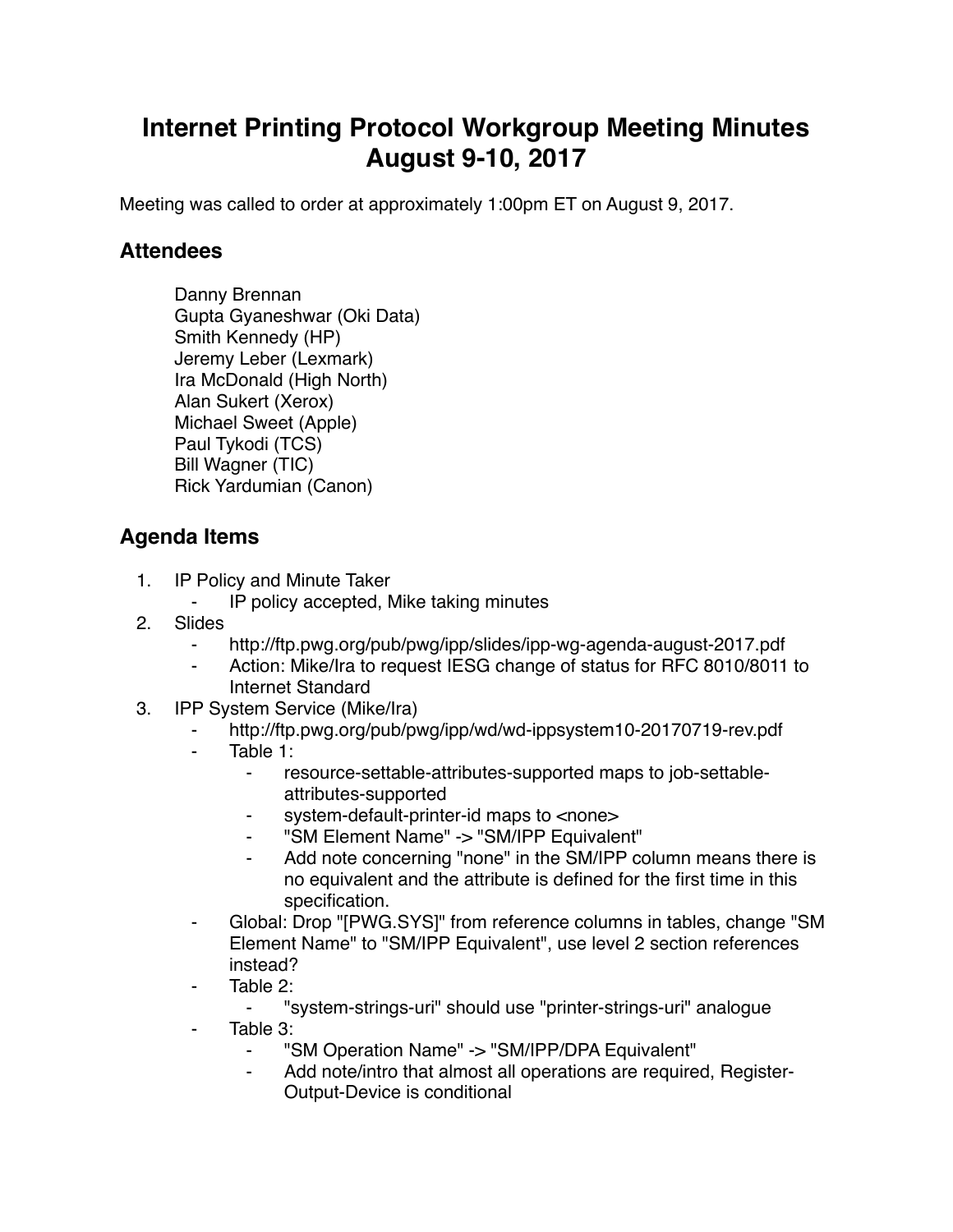# Internet Printing Protocol Workgroup Meeting Minutes August 9-10, 2017

Meeting was called to order at approximately 1:00pm ET on August 9, 2017.

## Attendees

Danny Brennan
Gupta Gyaneshwar (Oki Data)
Smith Kennedy (HP)
Jeremy Leber (Lexmark)
Ira McDonald (High North)
Alan Sukert (Xerox)
Michael Sweet (Apple)
Paul Tykodi (TCS)
Bill Wagner (TIC)
Rick Yardumian (Canon)

## Agenda Items

1. IP Policy and Minute Taker
    - IP policy accepted, Mike taking minutes
2. Slides
    - http://ftp.pwg.org/pub/pwg/ipp/slides/ipp-wg-agenda-august-2017.pdf
    - Action: Mike/Ira to request IESG change of status for RFC 8010/8011 to Internet Standard
3. IPP System Service (Mike/Ira)
    - http://ftp.pwg.org/pub/pwg/ipp/wd/wd-ippsystem10-20170719-rev.pdf
    - Table 1:
        - resource-settable-attributes-supported maps to job-settable-attributes-supported
        - system-default-printer-id maps to <none>
        - "SM Element Name" -> "SM/IPP Equivalent"
        - Add note concerning "none" in the SM/IPP column means there is no equivalent and the attribute is defined for the first time in this specification.
    - Global: Drop "[PWG.SYS]" from reference columns in tables, change "SM Element Name" to "SM/IPP Equivalent", use level 2 section references instead?
    - Table 2:
        - "system-strings-uri" should use "printer-strings-uri" analogue
    - Table 3:
        - "SM Operation Name" -> "SM/IPP/DPA Equivalent"
        - Add note/intro that almost all operations are required, Register-Output-Device is conditional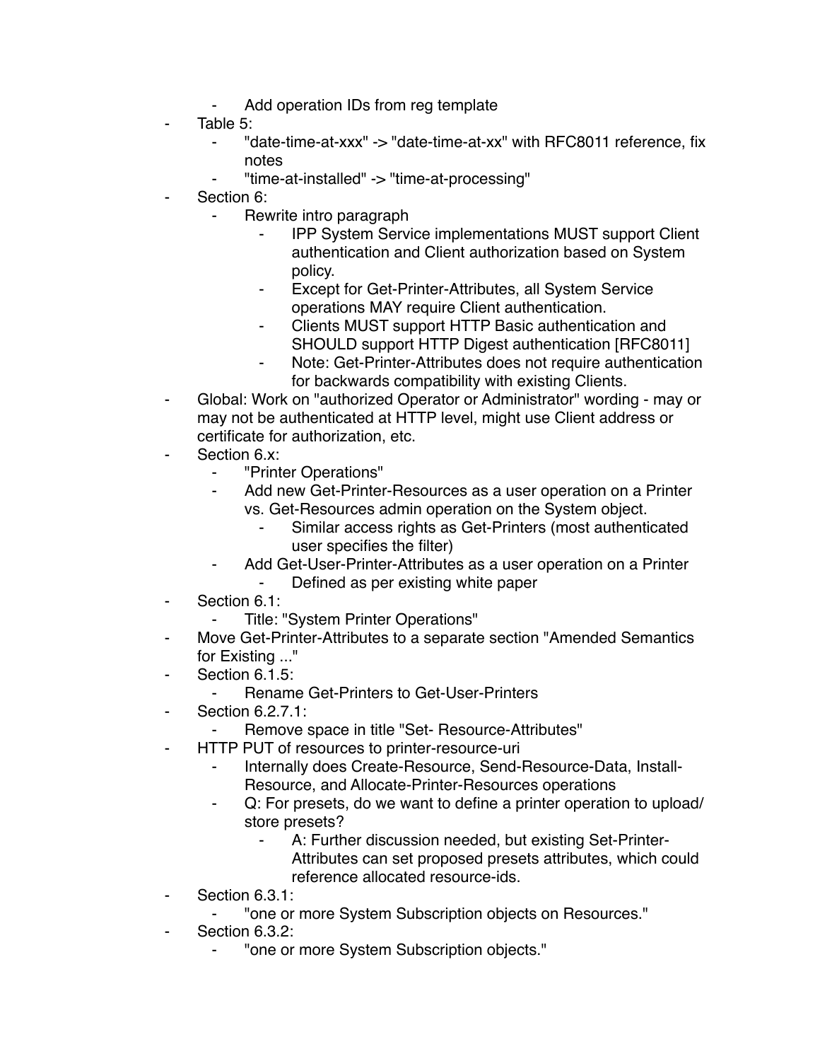- Add operation IDs from reg template
- Table 5:
    - "date-time-at-xxx" -> "date-time-at-xx" with RFC8011 reference, fix notes
    - "time-at-installed" -> "time-at-processing"
- Section 6:
    - Rewrite intro paragraph
        - IPP System Service implementations MUST support Client authentication and Client authorization based on System policy.
        - Except for Get-Printer-Attributes, all System Service operations MAY require Client authentication.
        - Clients MUST support HTTP Basic authentication and SHOULD support HTTP Digest authentication [RFC8011]
        - Note: Get-Printer-Attributes does not require authentication for backwards compatibility with existing Clients.
- Global: Work on "authorized Operator or Administrator" wording - may or may not be authenticated at HTTP level, might use Client address or certificate for authorization, etc.
- Section 6.x:
    - "Printer Operations"
    - Add new Get-Printer-Resources as a user operation on a Printer vs. Get-Resources admin operation on the System object.
        - Similar access rights as Get-Printers (most authenticated user specifies the filter)
    - Add Get-User-Printer-Attributes as a user operation on a Printer
        - Defined as per existing white paper
- Section 6.1:
    - Title: "System Printer Operations"
- Move Get-Printer-Attributes to a separate section "Amended Semantics for Existing ..."
- Section 6.1.5:
    - Rename Get-Printers to Get-User-Printers
- Section 6.2.7.1:
    - Remove space in title "Set- Resource-Attributes"
- HTTP PUT of resources to printer-resource-uri
    - Internally does Create-Resource, Send-Resource-Data, Install-Resource, and Allocate-Printer-Resources operations
    - Q: For presets, do we want to define a printer operation to upload/store presets?
        - A: Further discussion needed, but existing Set-Printer-Attributes can set proposed presets attributes, which could reference allocated resource-ids.
- Section 6.3.1:
    - "one or more System Subscription objects on Resources."
- Section 6.3.2:
    - "one or more System Subscription objects."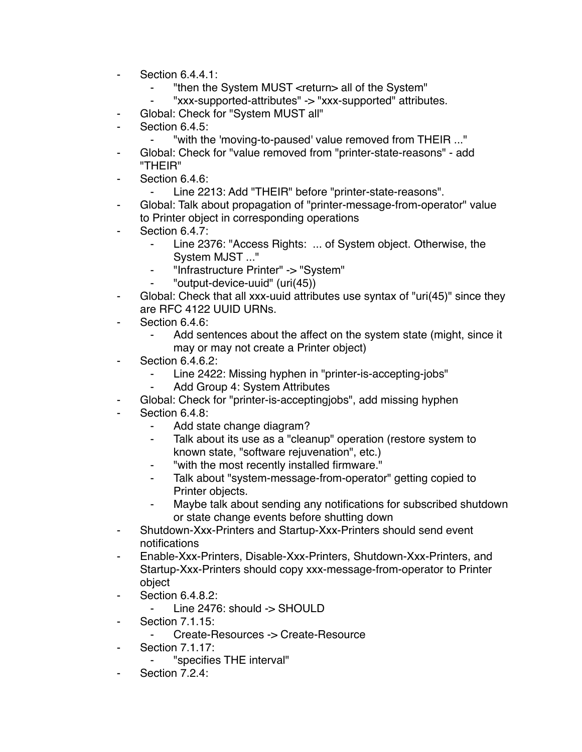- Section 6.4.4.1:
    - "then the System MUST <return> all of the System"
    - "xxx-supported-attributes" -> "xxx-supported" attributes.
- Global: Check for "System MUST all"
- Section 6.4.5:
    - "with the 'moving-to-paused' value removed from THEIR ..."
- Global: Check for "value removed from "printer-state-reasons" - add "THEIR"
- Section 6.4.6:
    - Line 2213: Add "THEIR" before "printer-state-reasons".
- Global: Talk about propagation of "printer-message-from-operator" value to Printer object in corresponding operations
- Section 6.4.7:
    - Line 2376: "Access Rights: ... of System object. Otherwise, the System MJST ..."
    - "Infrastructure Printer" -> "System"
    - "output-device-uuid" (uri(45))
- Global: Check that all xxx-uuid attributes use syntax of "uri(45)" since they are RFC 4122 UUID URNs.
- Section 6.4.6:
    - Add sentences about the affect on the system state (might, since it may or may not create a Printer object)
- Section 6.4.6.2:
    - Line 2422: Missing hyphen in "printer-is-accepting-jobs"
    - Add Group 4: System Attributes
- Global: Check for "printer-is-acceptingjobs", add missing hyphen
- Section 6.4.8:
    - Add state change diagram?
    - Talk about its use as a "cleanup" operation (restore system to known state, "software rejuvenation", etc.)
    - "with the most recently installed firmware."
    - Talk about "system-message-from-operator" getting copied to Printer objects.
    - Maybe talk about sending any notifications for subscribed shutdown or state change events before shutting down
- Shutdown-Xxx-Printers and Startup-Xxx-Printers should send event notifications
- Enable-Xxx-Printers, Disable-Xxx-Printers, Shutdown-Xxx-Printers, and Startup-Xxx-Printers should copy xxx-message-from-operator to Printer object
- Section 6.4.8.2:
    - Line 2476: should -> SHOULD
- Section 7.1.15:
    - Create-Resources -> Create-Resource
- Section 7.1.17:
    - "specifies THE interval"
- Section 7.2.4: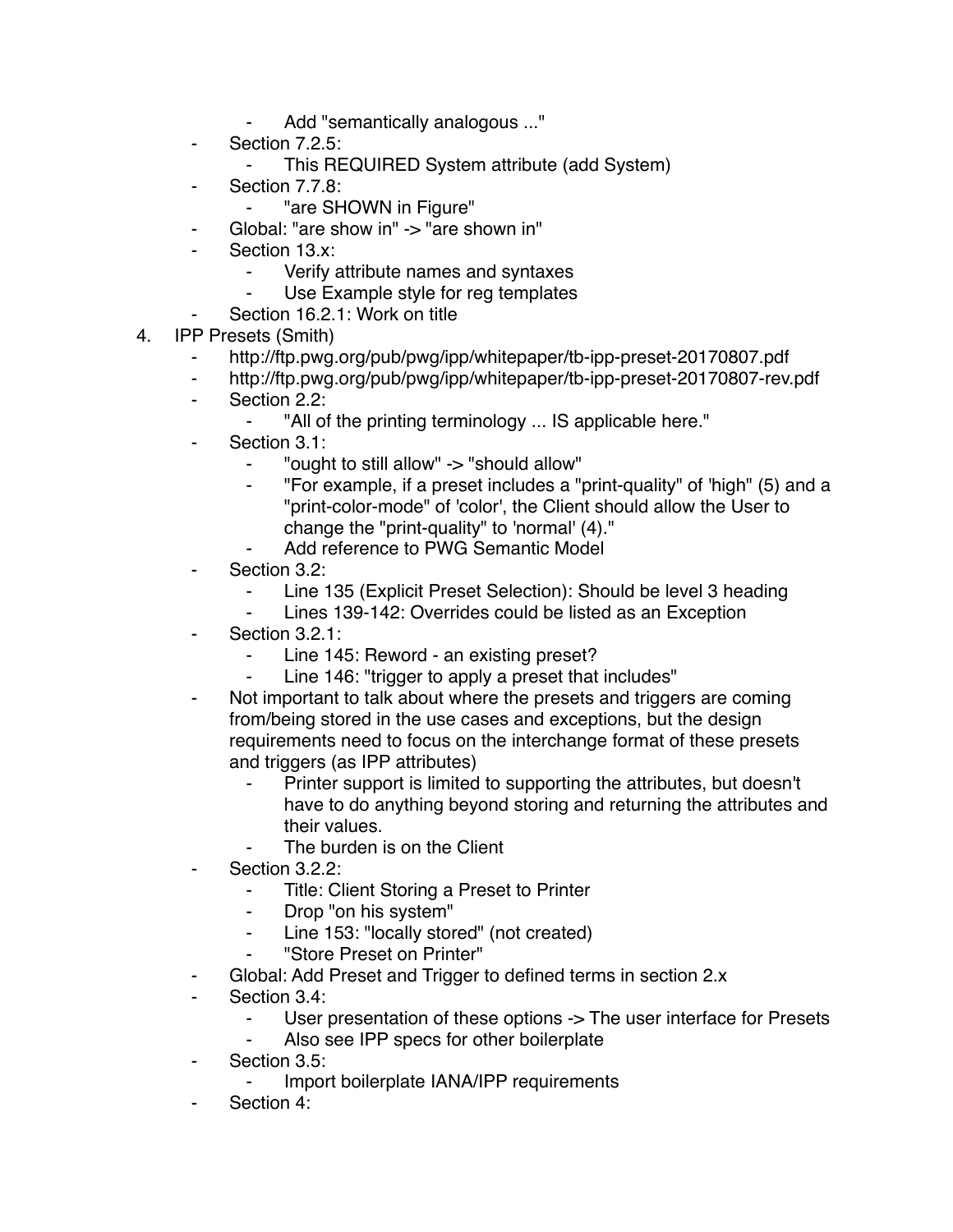- Add "semantically analogous ..."
    - Section 7.2.5:
        - This REQUIRED System attribute (add System)
    - Section 7.7.8:
        - "are SHOWN in Figure"
    - Global: "are show in" -> "are shown in"
    - Section 13.x:
        - Verify attribute names and syntaxes
        - Use Example style for reg templates
    - Section 16.2.1: Work on title
4. IPP Presets (Smith)
    - http://ftp.pwg.org/pub/pwg/ipp/whitepaper/tb-ipp-preset-20170807.pdf
    - http://ftp.pwg.org/pub/pwg/ipp/whitepaper/tb-ipp-preset-20170807-rev.pdf
    - Section 2.2:
        - "All of the printing terminology ... IS applicable here."
    - Section 3.1:
        - "ought to still allow" -> "should allow"
        - "For example, if a preset includes a "print-quality" of 'high' (5) and a "print-color-mode" of 'color', the Client should allow the User to change the "print-quality" to 'normal' (4)."
        - Add reference to PWG Semantic Model
    - Section 3.2:
        - Line 135 (Explicit Preset Selection): Should be level 3 heading
        - Lines 139-142: Overrides could be listed as an Exception
    - Section 3.2.1:
        - Line 145: Reword - an existing preset?
        - Line 146: "trigger to apply a preset that includes"
    - Not important to talk about where the presets and triggers are coming from/being stored in the use cases and exceptions, but the design requirements need to focus on the interchange format of these presets and triggers (as IPP attributes)
        - Printer support is limited to supporting the attributes, but doesn't have to do anything beyond storing and returning the attributes and their values.
        - The burden is on the Client
    - Section 3.2.2:
        - Title: Client Storing a Preset to Printer
        - Drop "on his system"
        - Line 153: "locally stored" (not created)
        - "Store Preset on Printer"
    - Global: Add Preset and Trigger to defined terms in section 2.x
    - Section 3.4:
        - User presentation of these options -> The user interface for Presets
        - Also see IPP specs for other boilerplate
    - Section 3.5:
        - Import boilerplate IANA/IPP requirements
    - Section 4: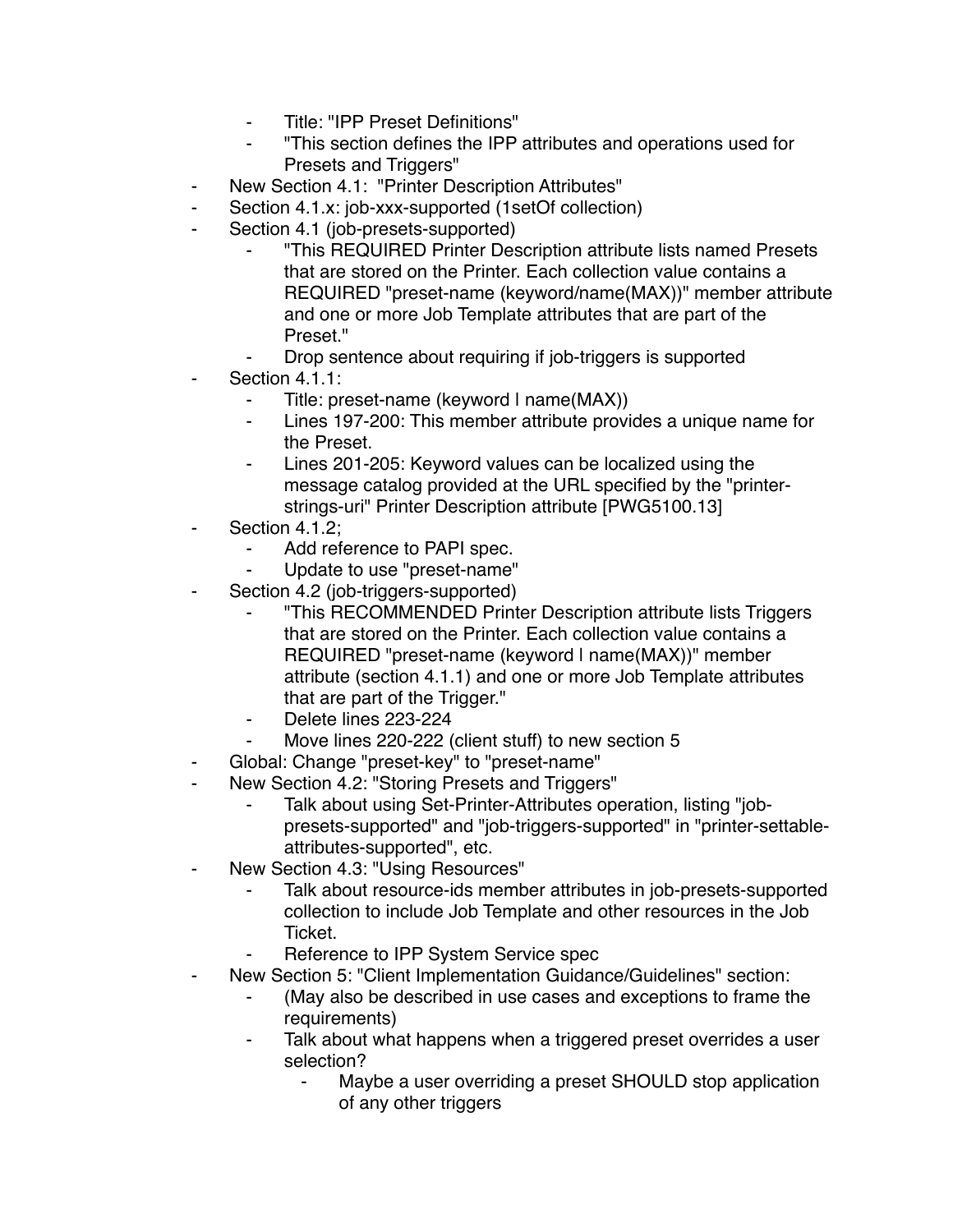- Title: "IPP Preset Definitions"
    - "This section defines the IPP attributes and operations used for Presets and Triggers"
- New Section 4.1: "Printer Description Attributes"
- Section 4.1.x: job-xxx-supported (1setOf collection)
- Section 4.1 (job-presets-supported)
    - "This REQUIRED Printer Description attribute lists named Presets that are stored on the Printer. Each collection value contains a REQUIRED "preset-name (keyword/name(MAX))" member attribute and one or more Job Template attributes that are part of the Preset."
    - Drop sentence about requiring if job-triggers is supported
- Section 4.1.1:
    - Title: preset-name (keyword | name(MAX))
    - Lines 197-200: This member attribute provides a unique name for the Preset.
    - Lines 201-205: Keyword values can be localized using the message catalog provided at the URL specified by the "printer-strings-uri" Printer Description attribute [PWG5100.13]
- Section 4.1.2;
    - Add reference to PAPI spec.
    - Update to use "preset-name"
- Section 4.2 (job-triggers-supported)
    - "This RECOMMENDED Printer Description attribute lists Triggers that are stored on the Printer. Each collection value contains a REQUIRED "preset-name (keyword | name(MAX))" member attribute (section 4.1.1) and one or more Job Template attributes that are part of the Trigger."
    - Delete lines 223-224
    - Move lines 220-222 (client stuff) to new section 5
- Global: Change "preset-key" to "preset-name"
- New Section 4.2: "Storing Presets and Triggers"
    - Talk about using Set-Printer-Attributes operation, listing "job-presets-supported" and "job-triggers-supported" in "printer-settable-attributes-supported", etc.
- New Section 4.3: "Using Resources"
    - Talk about resource-ids member attributes in job-presets-supported collection to include Job Template and other resources in the Job Ticket.
    - Reference to IPP System Service spec
- New Section 5: "Client Implementation Guidance/Guidelines" section:
    - (May also be described in use cases and exceptions to frame the requirements)
    - Talk about what happens when a triggered preset overrides a user selection?
        - Maybe a user overriding a preset SHOULD stop application of any other triggers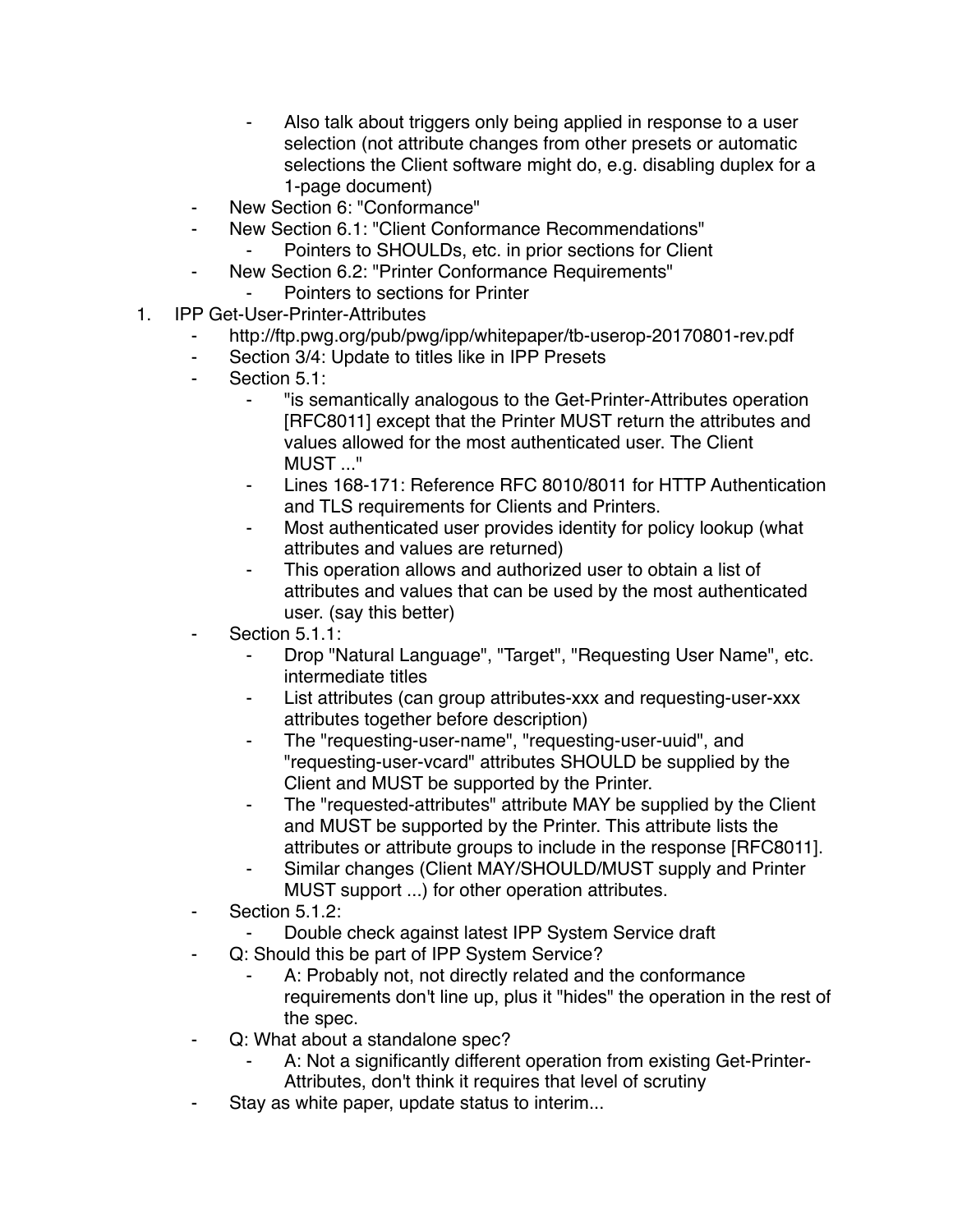- Also talk about triggers only being applied in response to a user selection (not attribute changes from other presets or automatic selections the Client software might do, e.g. disabling duplex for a 1-page document)
    - New Section 6: "Conformance"
    - New Section 6.1: "Client Conformance Recommendations"
        - Pointers to SHOULDs, etc. in prior sections for Client
    - New Section 6.2: "Printer Conformance Requirements"
        - Pointers to sections for Printer

1. IPP Get-User-Printer-Attributes
    - http://ftp.pwg.org/pub/pwg/ipp/whitepaper/tb-userop-20170801-rev.pdf
    - Section 3/4: Update to titles like in IPP Presets
    - Section 5.1:
        - "is semantically analogous to the Get-Printer-Attributes operation [RFC8011] except that the Printer MUST return the attributes and values allowed for the most authenticated user. The Client MUST ..."
        - Lines 168-171: Reference RFC 8010/8011 for HTTP Authentication and TLS requirements for Clients and Printers.
        - Most authenticated user provides identity for policy lookup (what attributes and values are returned)
        - This operation allows and authorized user to obtain a list of attributes and values that can be used by the most authenticated user. (say this better)
    - Section 5.1.1:
        - Drop "Natural Language", "Target", "Requesting User Name", etc. intermediate titles
        - List attributes (can group attributes-xxx and requesting-user-xxx attributes together before description)
        - The "requesting-user-name", "requesting-user-uuid", and "requesting-user-vcard" attributes SHOULD be supplied by the Client and MUST be supported by the Printer.
        - The "requested-attributes" attribute MAY be supplied by the Client and MUST be supported by the Printer. This attribute lists the attributes or attribute groups to include in the response [RFC8011].
        - Similar changes (Client MAY/SHOULD/MUST supply and Printer MUST support ...) for other operation attributes.
    - Section 5.1.2:
        - Double check against latest IPP System Service draft
    - Q: Should this be part of IPP System Service?
        - A: Probably not, not directly related and the conformance requirements don't line up, plus it "hides" the operation in the rest of the spec.
    - Q: What about a standalone spec?
        - A: Not a significantly different operation from existing Get-Printer-Attributes, don't think it requires that level of scrutiny
    - Stay as white paper, update status to interim...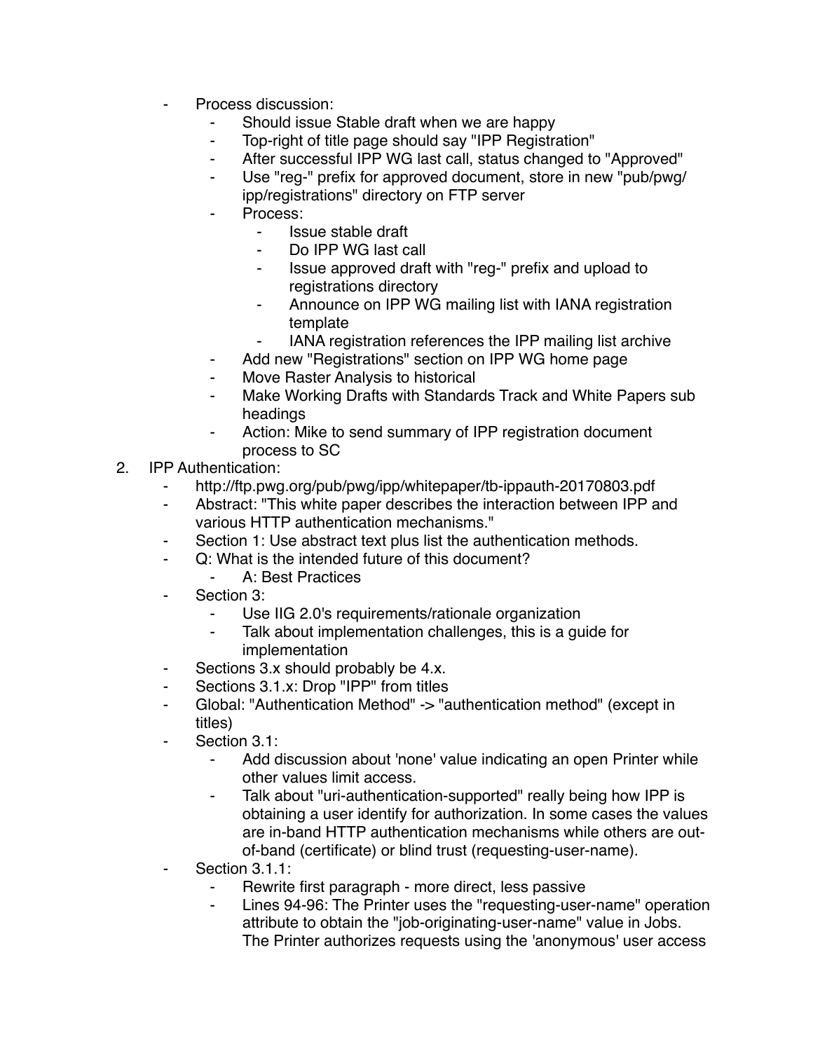- Process discussion:
    - Should issue Stable draft when we are happy
    - Top-right of title page should say "IPP Registration"
    - After successful IPP WG last call, status changed to "Approved"
    - Use "reg-" prefix for approved document, store in new "pub/pwg/ipp/registrations" directory on FTP server
    - Process:
        - Issue stable draft
        - Do IPP WG last call
        - Issue approved draft with "reg-" prefix and upload to registrations directory
        - Announce on IPP WG mailing list with IANA registration template
        - IANA registration references the IPP mailing list archive
    - Add new "Registrations" section on IPP WG home page
    - Move Raster Analysis to historical
    - Make Working Drafts with Standards Track and White Papers sub headings
    - Action: Mike to send summary of IPP registration document process to SC

2. IPP Authentication:
    - http://ftp.pwg.org/pub/pwg/ipp/whitepaper/tb-ippauth-20170803.pdf
    - Abstract: "This white paper describes the interaction between IPP and various HTTP authentication mechanisms."
    - Section 1: Use abstract text plus list the authentication methods.
    - Q: What is the intended future of this document?
        - A: Best Practices
    - Section 3:
        - Use IIG 2.0's requirements/rationale organization
        - Talk about implementation challenges, this is a guide for implementation
    - Sections 3.x should probably be 4.x.
    - Sections 3.1.x: Drop "IPP" from titles
    - Global: "Authentication Method" -> "authentication method" (except in titles)
    - Section 3.1:
        - Add discussion about 'none' value indicating an open Printer while other values limit access.
        - Talk about "uri-authentication-supported" really being how IPP is obtaining a user identify for authorization. In some cases the values are in-band HTTP authentication mechanisms while others are out-of-band (certificate) or blind trust (requesting-user-name).
    - Section 3.1.1:
        - Rewrite first paragraph - more direct, less passive
        - Lines 94-96: The Printer uses the "requesting-user-name" operation attribute to obtain the "job-originating-user-name" value in Jobs. The Printer authorizes requests using the 'anonymous' user access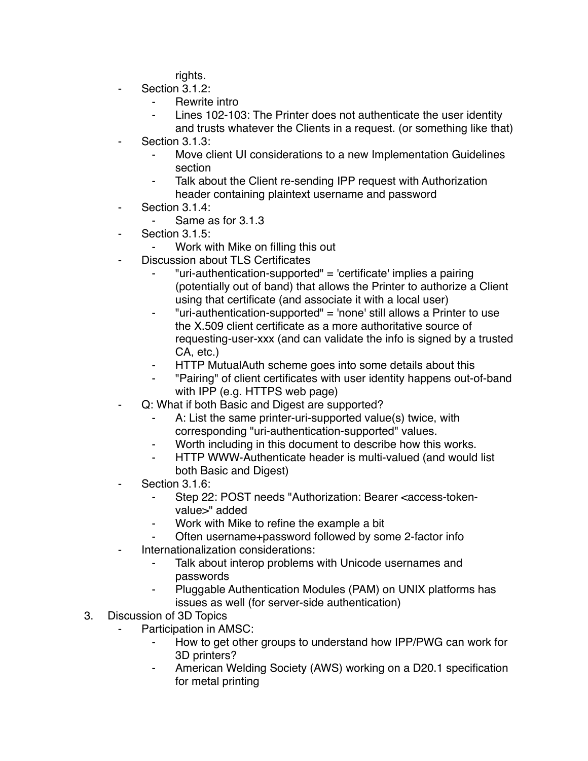rights.

- Section 3.1.2:
    - Rewrite intro
    - Lines 102-103: The Printer does not authenticate the user identity and trusts whatever the Clients in a request. (or something like that)
- Section 3.1.3:
    - Move client UI considerations to a new Implementation Guidelines section
    - Talk about the Client re-sending IPP request with Authorization header containing plaintext username and password
- Section 3.1.4:
    - Same as for 3.1.3
- Section 3.1.5:
    - Work with Mike on filling this out
- Discussion about TLS Certificates
    - "uri-authentication-supported" = 'certificate' implies a pairing (potentially out of band) that allows the Printer to authorize a Client using that certificate (and associate it with a local user)
    - "uri-authentication-supported" = 'none' still allows a Printer to use the X.509 client certificate as a more authoritative source of requesting-user-xxx (and can validate the info is signed by a trusted CA, etc.)
    - HTTP MutualAuth scheme goes into some details about this
    - "Pairing" of client certificates with user identity happens out-of-band with IPP (e.g. HTTPS web page)
- Q: What if both Basic and Digest are supported?
    - A: List the same printer-uri-supported value(s) twice, with corresponding "uri-authentication-supported" values.
    - Worth including in this document to describe how this works.
    - HTTP WWW-Authenticate header is multi-valued (and would list both Basic and Digest)
- Section 3.1.6:
    - Step 22: POST needs "Authorization: Bearer <access-token-value>" added
    - Work with Mike to refine the example a bit
    - Often username+password followed by some 2-factor info
- Internationalization considerations:
    - Talk about interop problems with Unicode usernames and passwords
    - Pluggable Authentication Modules (PAM) on UNIX platforms has issues as well (for server-side authentication)

3. Discussion of 3D Topics
    - Participation in AMSC:
        - How to get other groups to understand how IPP/PWG can work for 3D printers?
        - American Welding Society (AWS) working on a D20.1 specification for metal printing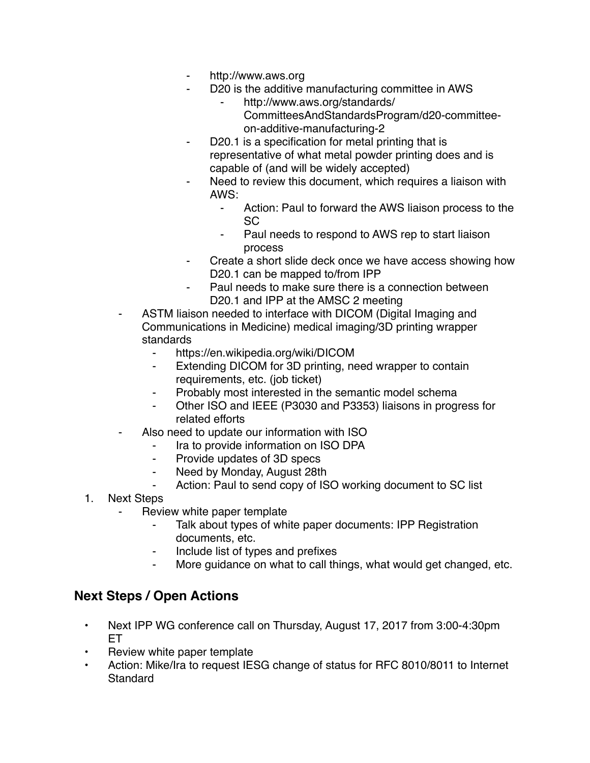- http://www.aws.org
            - D20 is the additive manufacturing committee in AWS
                - http://www.aws.org/standards/CommitteesAndStandardsProgram/d20-committee-on-additive-manufacturing-2
            - D20.1 is a specification for metal printing that is representative of what metal powder printing does and is capable of (and will be widely accepted)
            - Need to review this document, which requires a liaison with AWS:
                - Action: Paul to forward the AWS liaison process to the SC
                - Paul needs to respond to AWS rep to start liaison process
            - Create a short slide deck once we have access showing how D20.1 can be mapped to/from IPP
            - Paul needs to make sure there is a connection between D20.1 and IPP at the AMSC 2 meeting
    - ASTM liaison needed to interface with DICOM (Digital Imaging and Communications in Medicine) medical imaging/3D printing wrapper standards
        - https://en.wikipedia.org/wiki/DICOM
        - Extending DICOM for 3D printing, need wrapper to contain requirements, etc. (job ticket)
        - Probably most interested in the semantic model schema
        - Other ISO and IEEE (P3030 and P3353) liaisons in progress for related efforts
    - Also need to update our information with ISO
        - Ira to provide information on ISO DPA
        - Provide updates of 3D specs
        - Need by Monday, August 28th
        - Action: Paul to send copy of ISO working document to SC list

1. Next Steps
    - Review white paper template
        - Talk about types of white paper documents: IPP Registration documents, etc.
        - Include list of types and prefixes
        - More guidance on what to call things, what would get changed, etc.

## Next Steps / Open Actions

- Next IPP WG conference call on Thursday, August 17, 2017 from 3:00-4:30pm ET
- Review white paper template
- Action: Mike/Ira to request IESG change of status for RFC 8010/8011 to Internet Standard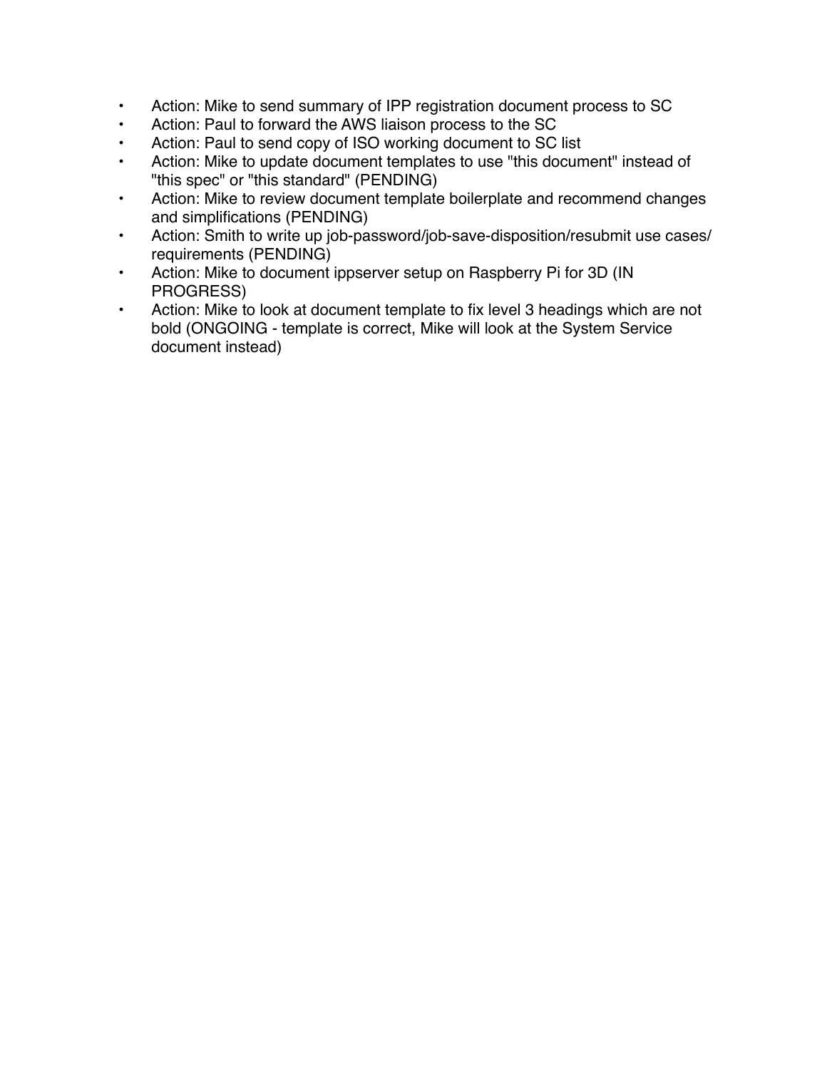- Action: Mike to send summary of IPP registration document process to SC
- Action: Paul to forward the AWS liaison process to the SC
- Action: Paul to send copy of ISO working document to SC list
- Action: Mike to update document templates to use "this document" instead of "this spec" or "this standard" (PENDING)
- Action: Mike to review document template boilerplate and recommend changes and simplifications (PENDING)
- Action: Smith to write up job-password/job-save-disposition/resubmit use cases/requirements (PENDING)
- Action: Mike to document ippserver setup on Raspberry Pi for 3D (IN PROGRESS)
- Action: Mike to look at document template to fix level 3 headings which are not bold (ONGOING - template is correct, Mike will look at the System Service document instead)